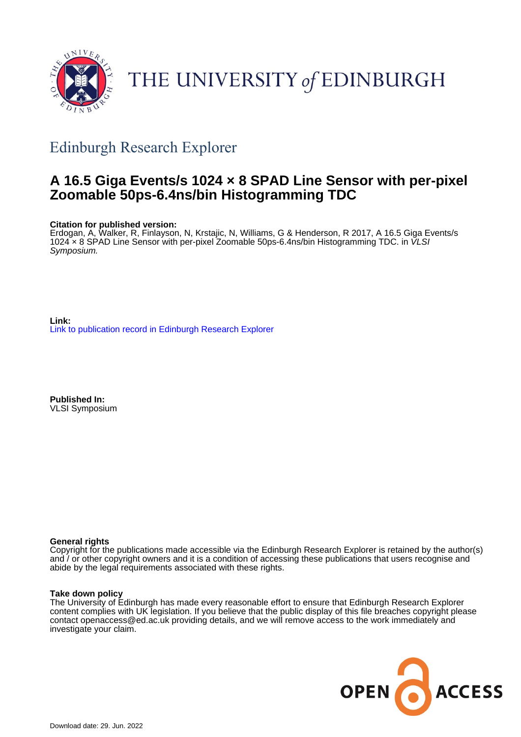THE UNIVERSITY of EDINBURGH

## Edinburgh Research Explorer

# A 16.5 Giga Events/s 1024 × 8 SPAD Line Sensor with per-pixel Zoomable 50ps-6.4ns/bin Histogramming TDC

**Citation for published version:**
Erdogan, A, Walker, R, Finlayson, N, Krstajic, N, Williams, G & Henderson, R 2017, A 16.5 Giga Events/s 1024 × 8 SPAD Line Sensor with per-pixel Zoomable 50ps-6.4ns/bin Histogramming TDC. in *VLSI Symposium.*

**Link:**
[Link to publication record in Edinburgh Research Explorer]

**Published In:**
VLSI Symposium

**General rights**
Copyright for the publications made accessible via the Edinburgh Research Explorer is retained by the author(s) and / or other copyright owners and it is a condition of accessing these publications that users recognise and abide by the legal requirements associated with these rights.

**Take down policy**
The University of Edinburgh has made every reasonable effort to ensure that Edinburgh Research Explorer content complies with UK legislation. If you believe that the public display of this file breaches copyright please contact openaccess@ed.ac.uk providing details, and we will remove access to the work immediately and investigate your claim.

OPEN ACCESS

Download date: 29. Jun. 2022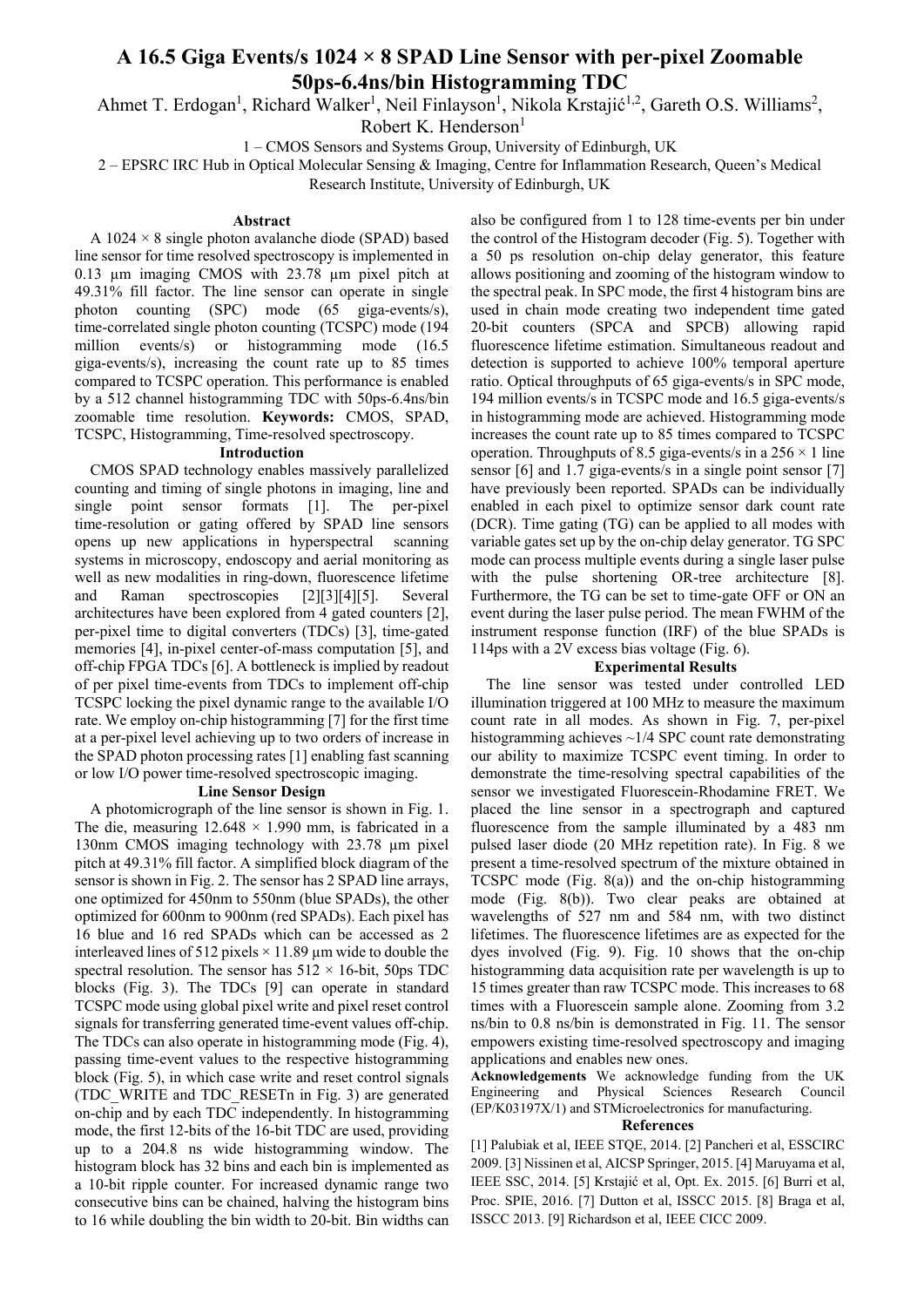# A 16.5 Giga Events/s 1024 × 8 SPAD Line Sensor with per-pixel Zoomable 50ps-6.4ns/bin Histogramming TDC

Ahmet T. Erdogan[1], Richard Walker[1], Neil Finlayson[1], Nikola Krstajić[1,2], Gareth O.S. Williams[2], Robert K. Henderson[1]

1 – CMOS Sensors and Systems Group, University of Edinburgh, UK

2 – EPSRC IRC Hub in Optical Molecular Sensing & Imaging, Centre for Inflammation Research, Queen's Medical Research Institute, University of Edinburgh, UK

### Abstract

A 1024 × 8 single photon avalanche diode (SPAD) based line sensor for time resolved spectroscopy is implemented in 0.13 µm imaging CMOS with 23.78 µm pixel pitch at 49.31% fill factor. The line sensor can operate in single photon counting (SPC) mode (65 giga-events/s), time-correlated single photon counting (TCSPC) mode (194 million events/s) or histogramming mode (16.5 giga-events/s), increasing the count rate up to 85 times compared to TCSPC operation. This performance is enabled by a 512 channel histogramming TDC with 50ps-6.4ns/bin zoomable time resolution. **Keywords:** CMOS, SPAD, TCSPC, Histogramming, Time-resolved spectroscopy.

### Introduction

CMOS SPAD technology enables massively parallelized counting and timing of single photons in imaging, line and single point sensor formats [1]. The per-pixel time-resolution or gating offered by SPAD line sensors opens up new applications in hyperspectral scanning systems in microscopy, endoscopy and aerial monitoring as well as new modalities in ring-down, fluorescence lifetime and Raman spectroscopies [2][3][4][5]. Several architectures have been explored from 4 gated counters [2], per-pixel time to digital converters (TDCs) [3], time-gated memories [4], in-pixel center-of-mass computation [5], and off-chip FPGA TDCs [6]. A bottleneck is implied by readout of per pixel time-events from TDCs to implement off-chip TCSPC locking the pixel dynamic range to the available I/O rate. We employ on-chip histogramming [7] for the first time at a per-pixel level achieving up to two orders of increase in the SPAD photon processing rates [1] enabling fast scanning or low I/O power time-resolved spectroscopic imaging.

### Line Sensor Design

A photomicrograph of the line sensor is shown in Fig. 1. The die, measuring 12.648 × 1.990 mm, is fabricated in a 130nm CMOS imaging technology with 23.78 µm pixel pitch at 49.31% fill factor. A simplified block diagram of the sensor is shown in Fig. 2. The sensor has 2 SPAD line arrays, one optimized for 450nm to 550nm (blue SPADs), the other optimized for 600nm to 900nm (red SPADs). Each pixel has 16 blue and 16 red SPADs which can be accessed as 2 interleaved lines of 512 pixels × 11.89 µm wide to double the spectral resolution. The sensor has 512 × 16-bit, 50ps TDC blocks (Fig. 3). The TDCs [9] can operate in standard TCSPC mode using global pixel write and pixel reset control signals for transferring generated time-event values off-chip. The TDCs can also operate in histogramming mode (Fig. 4), passing time-event values to the respective histogramming block (Fig. 5), in which case write and reset control signals (TDC_WRITE and TDC_RESETn in Fig. 3) are generated on-chip and by each TDC independently. In histogramming mode, the first 12-bits of the 16-bit TDC are used, providing up to a 204.8 ns wide histogramming window. The histogram block has 32 bins and each bin is implemented as a 10-bit ripple counter. For increased dynamic range two consecutive bins can be chained, halving the histogram bins to 16 while doubling the bin width to 20-bit. Bin widths can also be configured from 1 to 128 time-events per bin under the control of the Histogram decoder (Fig. 5). Together with a 50 ps resolution on-chip delay generator, this feature allows positioning and zooming of the histogram window to the spectral peak. In SPC mode, the first 4 histogram bins are used in chain mode creating two independent time gated 20-bit counters (SPCA and SPCB) allowing rapid fluorescence lifetime estimation. Simultaneous readout and detection is supported to achieve 100% temporal aperture ratio. Optical throughputs of 65 giga-events/s in SPC mode, 194 million events/s in TCSPC mode and 16.5 giga-events/s in histogramming mode are achieved. Histogramming mode increases the count rate up to 85 times compared to TCSPC operation. Throughputs of 8.5 giga-events/s in a 256 × 1 line sensor [6] and 1.7 giga-events/s in a single point sensor [7] have previously been reported. SPADs can be individually enabled in each pixel to optimize sensor dark count rate (DCR). Time gating (TG) can be applied to all modes with variable gates set up by the on-chip delay generator. TG SPC mode can process multiple events during a single laser pulse with the pulse shortening OR-tree architecture [8]. Furthermore, the TG can be set to time-gate OFF or ON an event during the laser pulse period. The mean FWHM of the instrument response function (IRF) of the blue SPADs is 114ps with a 2V excess bias voltage (Fig. 6).

### Experimental Results

The line sensor was tested under controlled LED illumination triggered at 100 MHz to measure the maximum count rate in all modes. As shown in Fig. 7, per-pixel histogramming achieves ~1/4 SPC count rate demonstrating our ability to maximize TCSPC event timing. In order to demonstrate the time-resolving spectral capabilities of the sensor we investigated Fluorescein-Rhodamine FRET. We placed the line sensor in a spectrograph and captured fluorescence from the sample illuminated by a 483 nm pulsed laser diode (20 MHz repetition rate). In Fig. 8 we present a time-resolved spectrum of the mixture obtained in TCSPC mode (Fig. 8(a)) and the on-chip histogramming mode (Fig. 8(b)). Two clear peaks are obtained at wavelengths of 527 nm and 584 nm, with two distinct lifetimes. The fluorescence lifetimes are as expected for the dyes involved (Fig. 9). Fig. 10 shows that the on-chip histogramming data acquisition rate per wavelength is up to 15 times greater than raw TCSPC mode. This increases to 68 times with a Fluorescein sample alone. Zooming from 3.2 ns/bin to 0.8 ns/bin is demonstrated in Fig. 11. The sensor empowers existing time-resolved spectroscopy and imaging applications and enables new ones.

**Acknowledgements** We acknowledge funding from the UK Engineering and Physical Sciences Research Council (EP/K03197X/1) and STMicroelectronics for manufacturing.

### References

[1] Palubiak et al, IEEE STQE, 2014. [2] Pancheri et al, ESSCIRC 2009. [3] Nissinen et al, AICSP Springer, 2015. [4] Maruyama et al, IEEE SSC, 2014. [5] Krstajić et al, Opt. Ex. 2015. [6] Burri et al, Proc. SPIE, 2016. [7] Dutton et al, ISSCC 2015. [8] Braga et al, ISSCC 2013. [9] Richardson et al, IEEE CICC 2009.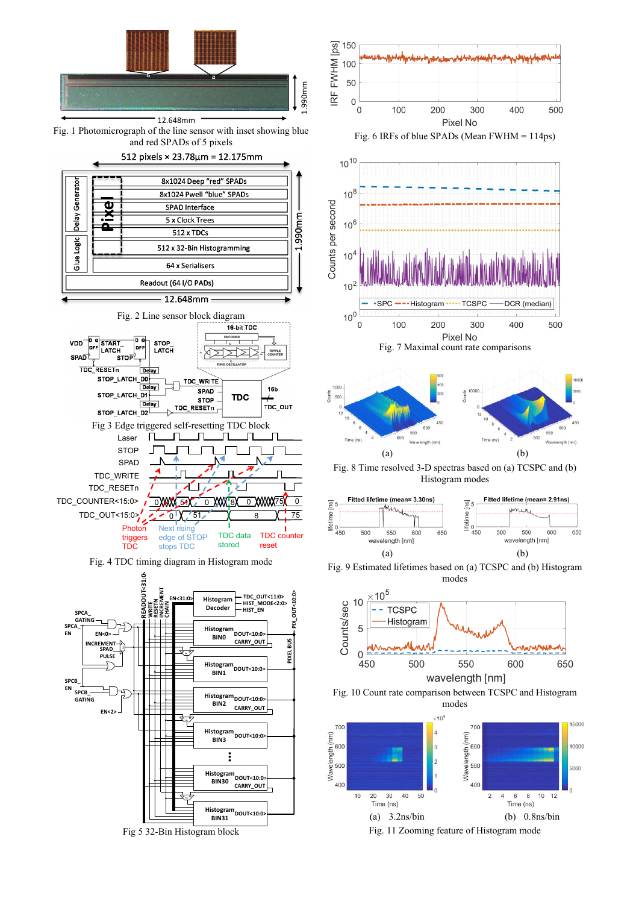12.648mm

1.990mm

Fig. 1 Photomicrograph of the line sensor with inset showing blue and red SPADs of 5 pixels

512 pixels × 23.78µm = 12.175mm

Delay Generator

Glue Logic

Pixel

8x1024 Deep "red" SPADs

8x1024 Pwell "blue" SPADs

SPAD Interface

5 x Clock Trees

512 x TDCs

512 x 32-Bin Histogramming

64 x Serialisers

Readout (64 I/O PADs)

1.990mm

12.648mm

Fig. 2 Line sensor block diagram

VDD

SPAD

START_LATCH

STOP

STOP_LATCH

TDC_RESETn

Delay

STOP_LATCH_D0

STOP_LATCH_D1

STOP_LATCH_D2

TDC_WRITE

SPAD

STOP

TDC_RESETn

TDC

16b

TDC_OUT

16-bit TDC

ENCODER

RIPPLE COUNTER

RING OSCILLATOR

Fig 3 Edge triggered self-resetting TDC block

Laser

STOP

SPAD

TDC_WRITE

TDC_RESETn

TDC_COUNTER<15:0>

TDC_OUT<15:0>

Photon triggers TDC

Next rising edge of STOP stops TDC

TDC data stored

TDC counter reset

Fig. 4 TDC timing diagram in Histogram mode

READOUT<31:0>

WRITE

RESETn

INCREMENT

CHAIN

EN<31:0>

Histogram Decoder

TDC_OUT<11:0>

HIST_MODE<2:0>

HIST_EN

PIX_OUT<10:0>

SPCA_GATING

SPCA_EN

EN<0>

INCREMENT SPAD PULSE

SPCB_EN

SPCB_GATING

EN<2>

Histogram BIN0

Histogram BIN1

Histogram BIN2

Histogram BIN3

Histogram BIN30

Histogram BIN31

DOUT<10:0>

CARRY_OUT

PIXEL BUS

Fig 5 32-Bin Histogram block

IRF FWHM [ps]

Pixel No

Fig. 6 IRFs of blue SPADs (Mean FWHM = 114ps)

Counts per second

SPC

Histogram

TCSPC

DCR (median)

Pixel No

Fig. 7 Maximal count rate comparisons

Counts

Time (ns)

Wavelength (nm)

(a)

(b)

Fig. 8 Time resolved 3-D spectras based on (a) TCSPC and (b) Histogram modes

Fitted lifetime (mean= 3.30ns)

Fitted lifetime (mean= 2.91ns)

lifetime [ns]

wavelength [nm]

(a)

(b)

Fig. 9 Estimated lifetimes based on (a) TCSPC and (b) Histogram modes

Counts/sec

TCSPC

Histogram

wavelength [nm]

Fig. 10 Count rate comparison between TCSPC and Histogram modes

Wavelength (nm)

Time (ns)

(a) 3.2ns/bin

(b) 0.8ns/bin

Fig. 11 Zooming feature of Histogram mode